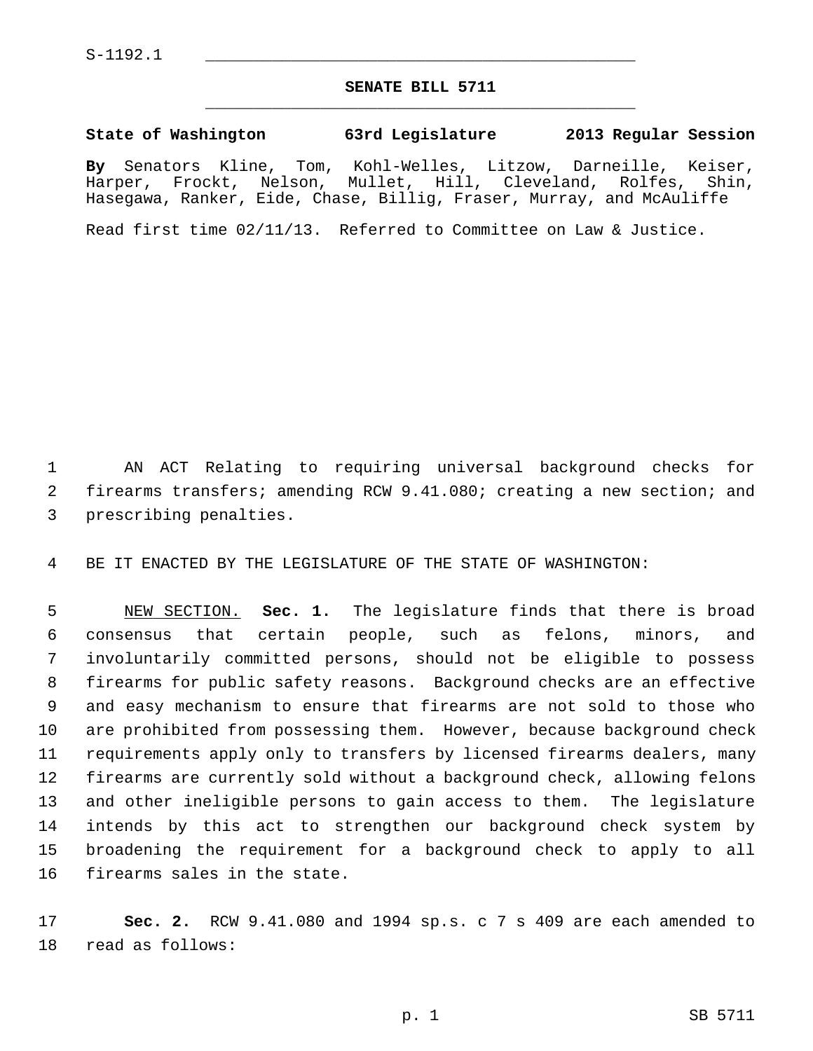S-1192.1

# SENATE BILL 5711

**State of Washington 63rd Legislature 2013 Regular Session**

**By** Senators Kline, Tom, Kohl-Welles, Litzow, Darneille, Keiser, Harper, Frockt, Nelson, Mullet, Hill, Cleveland, Rolfes, Shin, Hasegawa, Ranker, Eide, Chase, Billig, Fraser, Murray, and McAuliffe

Read first time 02/11/13. Referred to Committee on Law & Justice.

AN ACT Relating to requiring universal background checks for firearms transfers; amending RCW 9.41.080; creating a new section; and prescribing penalties.

BE IT ENACTED BY THE LEGISLATURE OF THE STATE OF WASHINGTON:

NEW SECTION. **Sec. 1.** The legislature finds that there is broad consensus that certain people, such as felons, minors, and involuntarily committed persons, should not be eligible to possess firearms for public safety reasons. Background checks are an effective and easy mechanism to ensure that firearms are not sold to those who are prohibited from possessing them. However, because background check requirements apply only to transfers by licensed firearms dealers, many firearms are currently sold without a background check, allowing felons and other ineligible persons to gain access to them. The legislature intends by this act to strengthen our background check system by broadening the requirement for a background check to apply to all firearms sales in the state.

**Sec. 2.** RCW 9.41.080 and 1994 sp.s. c 7 s 409 are each amended to read as follows: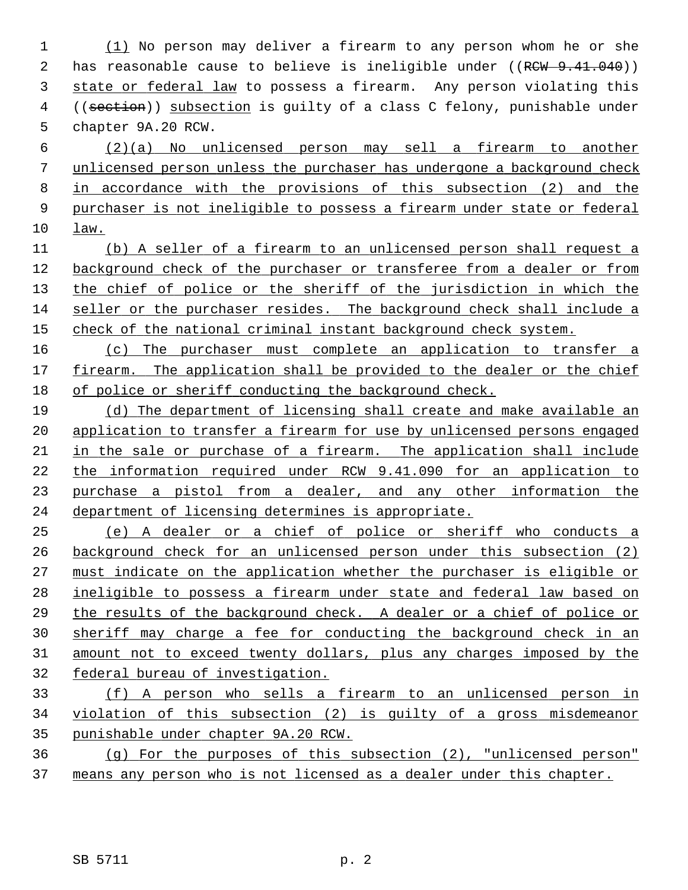(1) No person may deliver a firearm to any person whom he or she has reasonable cause to believe is ineligible under ((~~RCW 9.41.040~~)) state or federal law to possess a firearm. Any person violating this ((~~section~~)) subsection is guilty of a class C felony, punishable under chapter 9A.20 RCW.

(2)(a) No unlicensed person may sell a firearm to another unlicensed person unless the purchaser has undergone a background check in accordance with the provisions of this subsection (2) and the purchaser is not ineligible to possess a firearm under state or federal law.

(b) A seller of a firearm to an unlicensed person shall request a background check of the purchaser or transferee from a dealer or from the chief of police or the sheriff of the jurisdiction in which the seller or the purchaser resides. The background check shall include a check of the national criminal instant background check system.

(c) The purchaser must complete an application to transfer a firearm. The application shall be provided to the dealer or the chief of police or sheriff conducting the background check.

(d) The department of licensing shall create and make available an application to transfer a firearm for use by unlicensed persons engaged in the sale or purchase of a firearm. The application shall include the information required under RCW 9.41.090 for an application to purchase a pistol from a dealer, and any other information the department of licensing determines is appropriate.

(e) A dealer or a chief of police or sheriff who conducts a background check for an unlicensed person under this subsection (2) must indicate on the application whether the purchaser is eligible or ineligible to possess a firearm under state and federal law based on the results of the background check. A dealer or a chief of police or sheriff may charge a fee for conducting the background check in an amount not to exceed twenty dollars, plus any charges imposed by the federal bureau of investigation.

(f) A person who sells a firearm to an unlicensed person in violation of this subsection (2) is guilty of a gross misdemeanor punishable under chapter 9A.20 RCW.

(g) For the purposes of this subsection (2), "unlicensed person" means any person who is not licensed as a dealer under this chapter.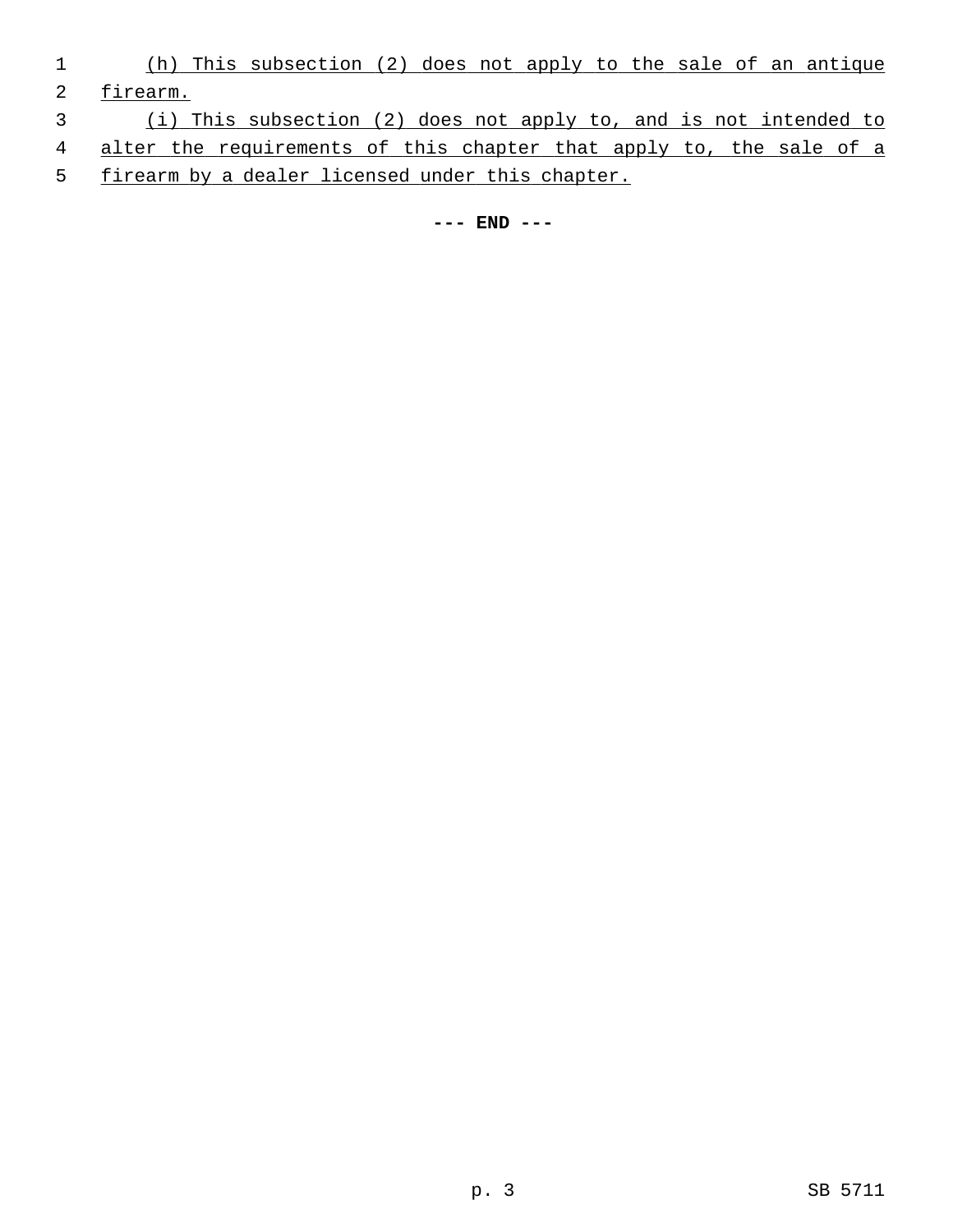(h) This subsection (2) does not apply to the sale of an antique firearm.

(i) This subsection (2) does not apply to, and is not intended to alter the requirements of this chapter that apply to, the sale of a firearm by a dealer licensed under this chapter.

**--- END ---**